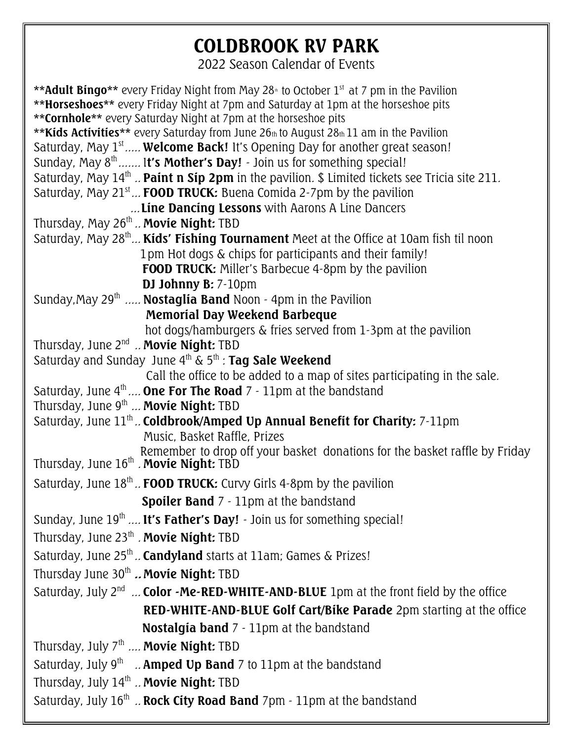# COLDBROOK RV PARK

2022 Season Calendar of Events

**\*\*Adult Bingo\*\*** every Friday Night from May 28th to October 1st at 7 pm in the Pavilion
**\*\*Horseshoes\*\*** every Friday Night at 7pm and Saturday at 1pm at the horseshoe pits
**\*\*Cornhole\*\*** every Saturday Night at 7pm at the horseshoe pits
**\*\*Kids Activities\*\*** every Saturday from June 26th to August 28th 11 am in the Pavilion

Saturday, May 1st ….. **Welcome Back!** It's Opening Day for another great season!
Sunday, May 8th ……. I**t's Mother's Day!** - Join us for something special!
Saturday, May 14th .. **Paint n Sip 2pm** in the pavilion. $ Limited tickets see Tricia site 211.
Saturday, May 21st … **FOOD TRUCK:** Buena Comida 2-7pm by the pavilion
…**Line Dancing Lessons** with Aarons A Line Dancers
Thursday, May 26th .. **Movie Night:** TBD
Saturday, May 28th… **Kids' Fishing Tournament** Meet at the Office at 10am fish til noon
1pm Hot dogs & chips for participants and their family!
**FOOD TRUCK:** Miller's Barbecue 4-8pm by the pavilion
**DJ Johnny B:** 7-10pm
Sunday,May 29th ….. **Nostaglia Band** Noon - 4pm in the Pavilion
**Memorial Day Weekend Barbeque**
hot dogs/hamburgers & fries served from 1-3pm at the pavilion
Thursday, June 2nd .. **Movie Night:** TBD
Saturday and Sunday June 4th & 5th : **Tag Sale Weekend**
Call the office to be added to a map of sites participating in the sale.
Saturday, June 4th …. **One For The Road** 7 - 11pm at the bandstand
Thursday, June 9th … **Movie Night:** TBD
Saturday, June 11th .. **Coldbrook/Amped Up Annual Benefit for Charity:** 7-11pm
Music, Basket Raffle, Prizes
Remember to drop off your basket donations for the basket raffle by Friday
Thursday, June 16th . **Movie Night:** TBD
Saturday, June 18th .. **FOOD TRUCK:** Curvy Girls 4-8pm by the pavilion
**Spoiler Band** 7 - 11pm at the bandstand
Sunday, June 19th …. **It's Father's Day!** - Join us for something special!
Thursday, June 23th . **Movie Night:** TBD
Saturday, June 25th .. **Candyland** starts at 11am; Games & Prizes!
Thursday June 30th **.. Movie Night:** TBD
Saturday, July 2nd … **Color -Me-RED-WHITE-AND-BLUE** 1pm at the front field by the office
**RED-WHITE-AND-BLUE Golf Cart/Bike Parade** 2pm starting at the office
**Nostalgia band** 7 - 11pm at the bandstand
Thursday, July 7th …. **Movie Night:** TBD
Saturday, July 9th .. **Amped Up Band** 7 to 11pm at the bandstand
Thursday, July 14th .. **Movie Night:** TBD
Saturday, July 16th .. **Rock City Road Band** 7pm - 11pm at the bandstand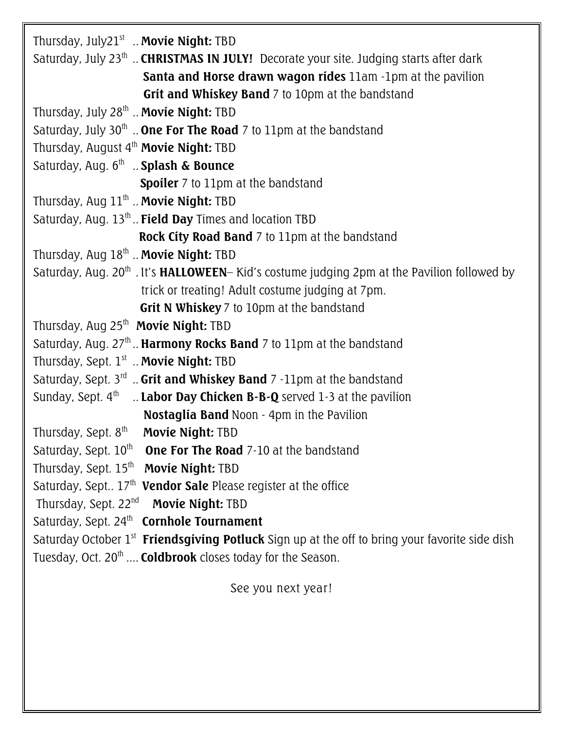Thursday, July21st .. **Movie Night:** TBD

Saturday, July 23th .. **CHRISTMAS IN JULY!** Decorate your site. Judging starts after dark
**Santa and Horse drawn wagon rides** 11am -1pm at the pavilion
**Grit and Whiskey Band** 7 to 10pm at the bandstand

Thursday, July 28th .. **Movie Night:** TBD

Saturday, July 30th .. **One For The Road** 7 to 11pm at the bandstand

Thursday, August 4th **Movie Night:** TBD

Saturday, Aug. 6th .. **Splash & Bounce**
**Spoiler** 7 to 11pm at the bandstand

Thursday, Aug 11th .. **Movie Night:** TBD

Saturday, Aug. 13th .. **Field Day** Times and location TBD
**Rock City Road Band** 7 to 11pm at the bandstand

Thursday, Aug 18th .. **Movie Night:** TBD

Saturday, Aug. 20th . It's **HALLOWEEN**– Kid's costume judging 2pm at the Pavilion followed by trick or treating! Adult costume judging at 7pm.
**Grit N Whiskey** 7 to 10pm at the bandstand

Thursday, Aug 25th **Movie Night:** TBD

Saturday, Aug. 27th .. **Harmony Rocks Band** 7 to 11pm at the bandstand

Thursday, Sept. 1st .. **Movie Night:** TBD

Saturday, Sept. 3rd .. **Grit and Whiskey Band** 7 -11pm at the bandstand

Sunday, Sept. 4th .. **Labor Day Chicken B-B-Q** served 1-3 at the pavilion
**Nostaglia Band** Noon - 4pm in the Pavilion

Thursday, Sept. 8th **Movie Night:** TBD

Saturday, Sept. 10th **One For The Road** 7-10 at the bandstand

Thursday, Sept. 15th **Movie Night:** TBD

Saturday, Sept.. 17th **Vendor Sale** Please register at the office

Thursday, Sept. 22nd **Movie Night:** TBD

Saturday, Sept. 24th **Cornhole Tournament**

Saturday October 1st **Friendsgiving Potluck** Sign up at the off to bring your favorite side dish

Tuesday, Oct. 20th .... **Coldbrook** closes today for the Season.

See you next year!